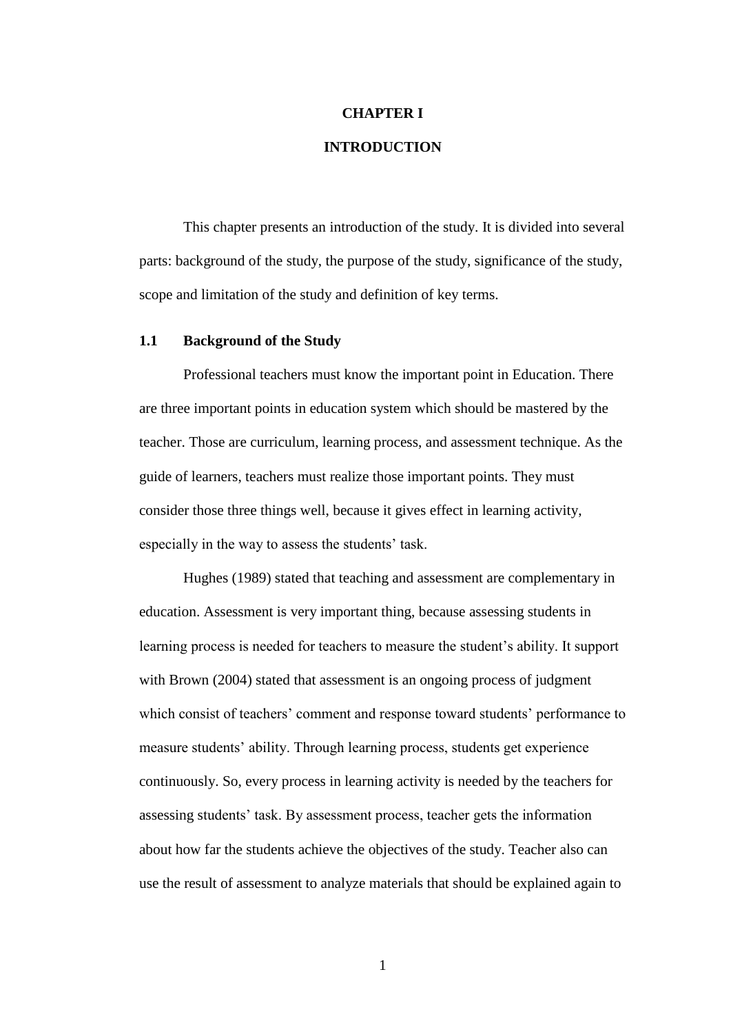# CHAPTER I

# INTRODUCTION

This chapter presents an introduction of the study. It is divided into several parts: background of the study, the purpose of the study, significance of the study, scope and limitation of the study and definition of key terms.

## 1.1 Background of the Study

Professional teachers must know the important point in Education. There are three important points in education system which should be mastered by the teacher. Those are curriculum, learning process, and assessment technique. As the guide of learners, teachers must realize those important points. They must consider those three things well, because it gives effect in learning activity, especially in the way to assess the students' task.

Hughes (1989) stated that teaching and assessment are complementary in education. Assessment is very important thing, because assessing students in learning process is needed for teachers to measure the student's ability. It support with Brown (2004) stated that assessment is an ongoing process of judgment which consist of teachers' comment and response toward students' performance to measure students' ability. Through learning process, students get experience continuously. So, every process in learning activity is needed by the teachers for assessing students' task. By assessment process, teacher gets the information about how far the students achieve the objectives of the study. Teacher also can use the result of assessment to analyze materials that should be explained again to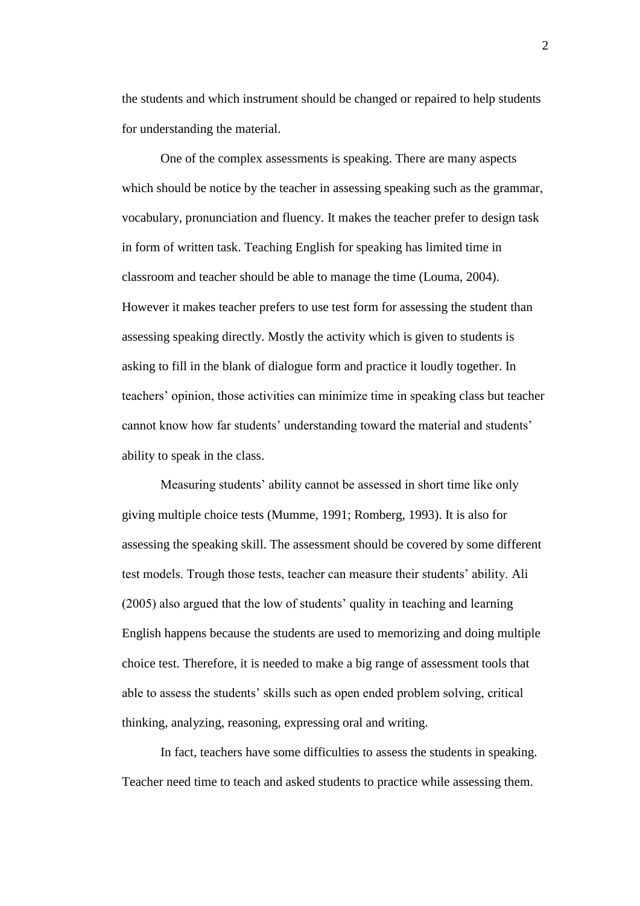the students and which instrument should be changed or repaired to help students for understanding the material.

One of the complex assessments is speaking. There are many aspects which should be notice by the teacher in assessing speaking such as the grammar, vocabulary, pronunciation and fluency. It makes the teacher prefer to design task in form of written task. Teaching English for speaking has limited time in classroom and teacher should be able to manage the time (Louma, 2004). However it makes teacher prefers to use test form for assessing the student than assessing speaking directly. Mostly the activity which is given to students is asking to fill in the blank of dialogue form and practice it loudly together. In teachers' opinion, those activities can minimize time in speaking class but teacher cannot know how far students' understanding toward the material and students' ability to speak in the class.

Measuring students' ability cannot be assessed in short time like only giving multiple choice tests (Mumme, 1991; Romberg, 1993). It is also for assessing the speaking skill. The assessment should be covered by some different test models. Trough those tests, teacher can measure their students' ability. Ali (2005) also argued that the low of students' quality in teaching and learning English happens because the students are used to memorizing and doing multiple choice test. Therefore, it is needed to make a big range of assessment tools that able to assess the students' skills such as open ended problem solving, critical thinking, analyzing, reasoning, expressing oral and writing.

In fact, teachers have some difficulties to assess the students in speaking. Teacher need time to teach and asked students to practice while assessing them.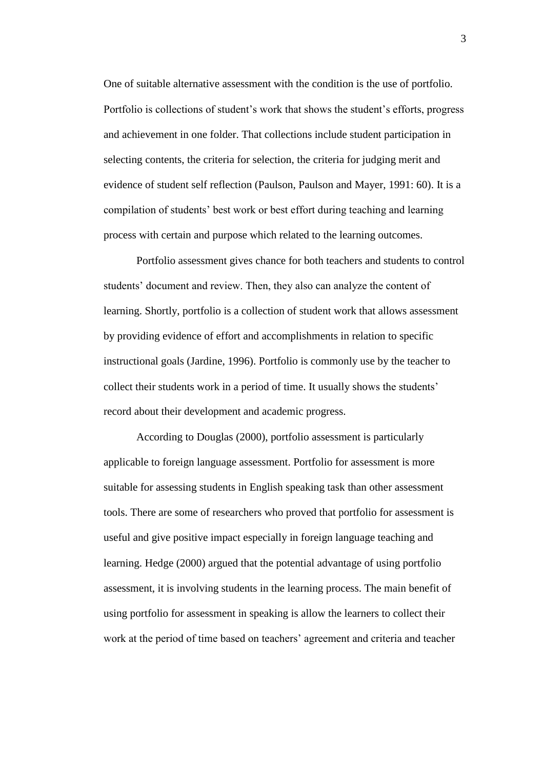One of suitable alternative assessment with the condition is the use of portfolio. Portfolio is collections of student's work that shows the student's efforts, progress and achievement in one folder. That collections include student participation in selecting contents, the criteria for selection, the criteria for judging merit and evidence of student self reflection (Paulson, Paulson and Mayer, 1991: 60). It is a compilation of students' best work or best effort during teaching and learning process with certain and purpose which related to the learning outcomes.

Portfolio assessment gives chance for both teachers and students to control students' document and review. Then, they also can analyze the content of learning. Shortly, portfolio is a collection of student work that allows assessment by providing evidence of effort and accomplishments in relation to specific instructional goals (Jardine, 1996). Portfolio is commonly use by the teacher to collect their students work in a period of time. It usually shows the students' record about their development and academic progress.

According to Douglas (2000), portfolio assessment is particularly applicable to foreign language assessment. Portfolio for assessment is more suitable for assessing students in English speaking task than other assessment tools. There are some of researchers who proved that portfolio for assessment is useful and give positive impact especially in foreign language teaching and learning. Hedge (2000) argued that the potential advantage of using portfolio assessment, it is involving students in the learning process. The main benefit of using portfolio for assessment in speaking is allow the learners to collect their work at the period of time based on teachers' agreement and criteria and teacher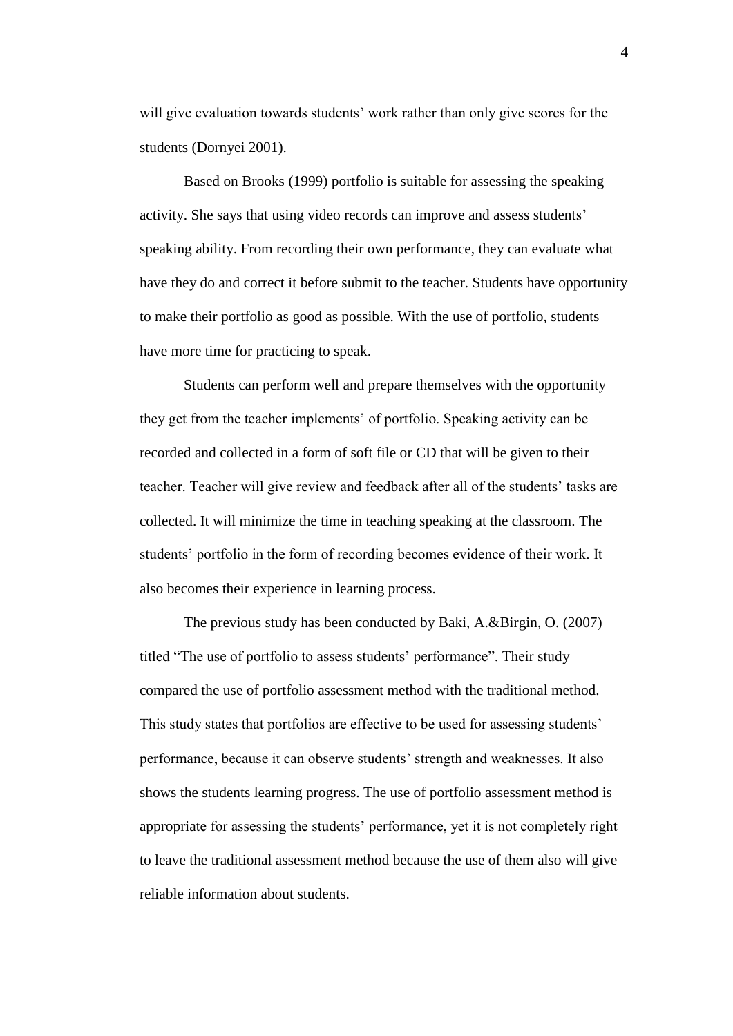will give evaluation towards students' work rather than only give scores for the students (Dornyei 2001).

Based on Brooks (1999) portfolio is suitable for assessing the speaking activity. She says that using video records can improve and assess students' speaking ability. From recording their own performance, they can evaluate what have they do and correct it before submit to the teacher. Students have opportunity to make their portfolio as good as possible. With the use of portfolio, students have more time for practicing to speak.

Students can perform well and prepare themselves with the opportunity they get from the teacher implements' of portfolio. Speaking activity can be recorded and collected in a form of soft file or CD that will be given to their teacher. Teacher will give review and feedback after all of the students' tasks are collected. It will minimize the time in teaching speaking at the classroom. The students' portfolio in the form of recording becomes evidence of their work. It also becomes their experience in learning process.

The previous study has been conducted by Baki, A.&Birgin, O. (2007) titled "The use of portfolio to assess students' performance". Their study compared the use of portfolio assessment method with the traditional method. This study states that portfolios are effective to be used for assessing students' performance, because it can observe students' strength and weaknesses. It also shows the students learning progress. The use of portfolio assessment method is appropriate for assessing the students' performance, yet it is not completely right to leave the traditional assessment method because the use of them also will give reliable information about students.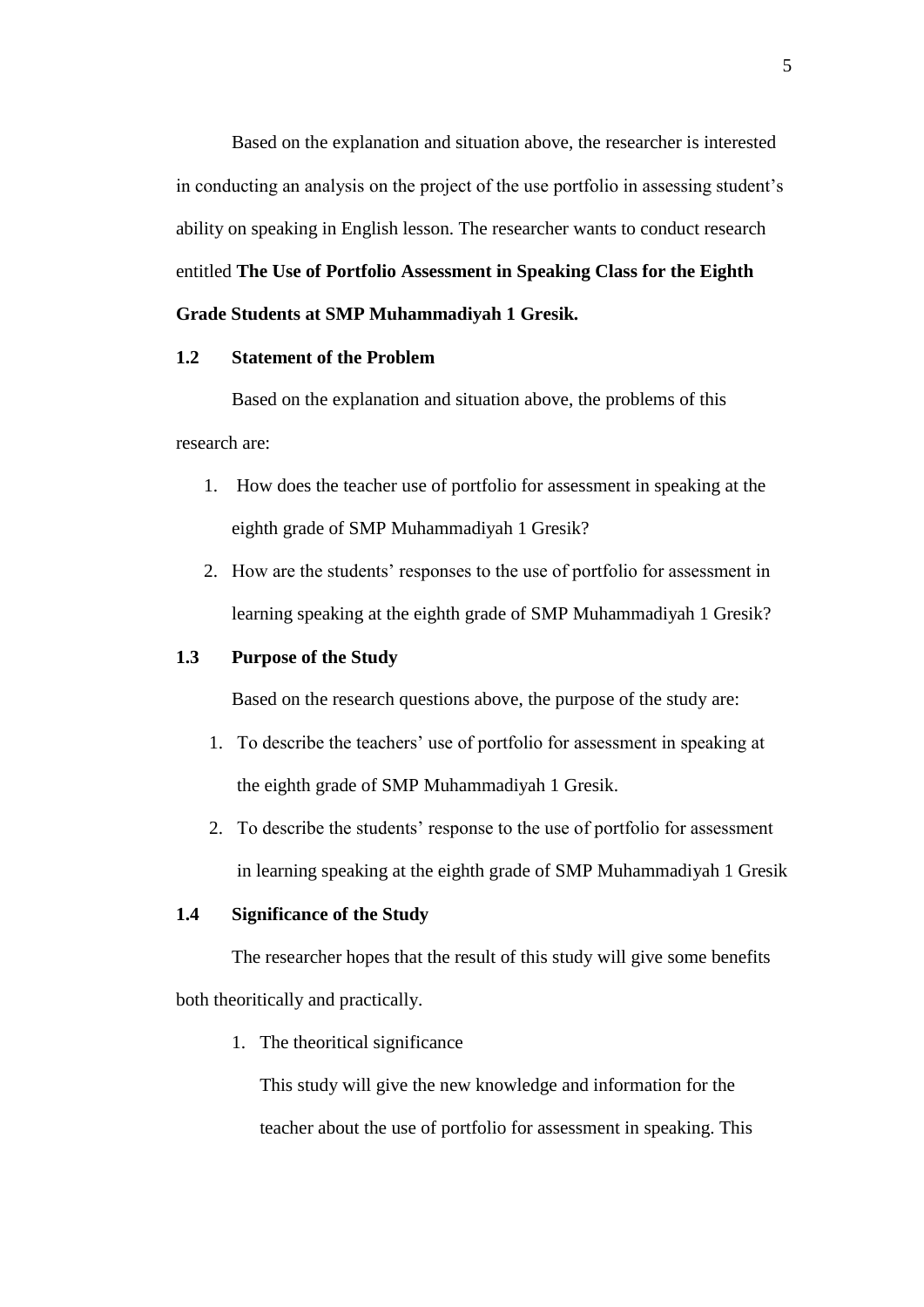Based on the explanation and situation above, the researcher is interested in conducting an analysis on the project of the use portfolio in assessing student's ability on speaking in English lesson. The researcher wants to conduct research entitled **The Use of Portfolio Assessment in Speaking Class for the Eighth Grade Students at SMP Muhammadiyah 1 Gresik.**

## 1.2 Statement of the Problem

Based on the explanation and situation above, the problems of this research are:

1. How does the teacher use of portfolio for assessment in speaking at the eighth grade of SMP Muhammadiyah 1 Gresik?
2. How are the students' responses to the use of portfolio for assessment in learning speaking at the eighth grade of SMP Muhammadiyah 1 Gresik?

## 1.3 Purpose of the Study

Based on the research questions above, the purpose of the study are:

1. To describe the teachers' use of portfolio for assessment in speaking at the eighth grade of SMP Muhammadiyah 1 Gresik.
2. To describe the students' response to the use of portfolio for assessment in learning speaking at the eighth grade of SMP Muhammadiyah 1 Gresik

## 1.4 Significance of the Study

The researcher hopes that the result of this study will give some benefits both theoritically and practically.

1. The theoritical significance

   This study will give the new knowledge and information for the teacher about the use of portfolio for assessment in speaking. This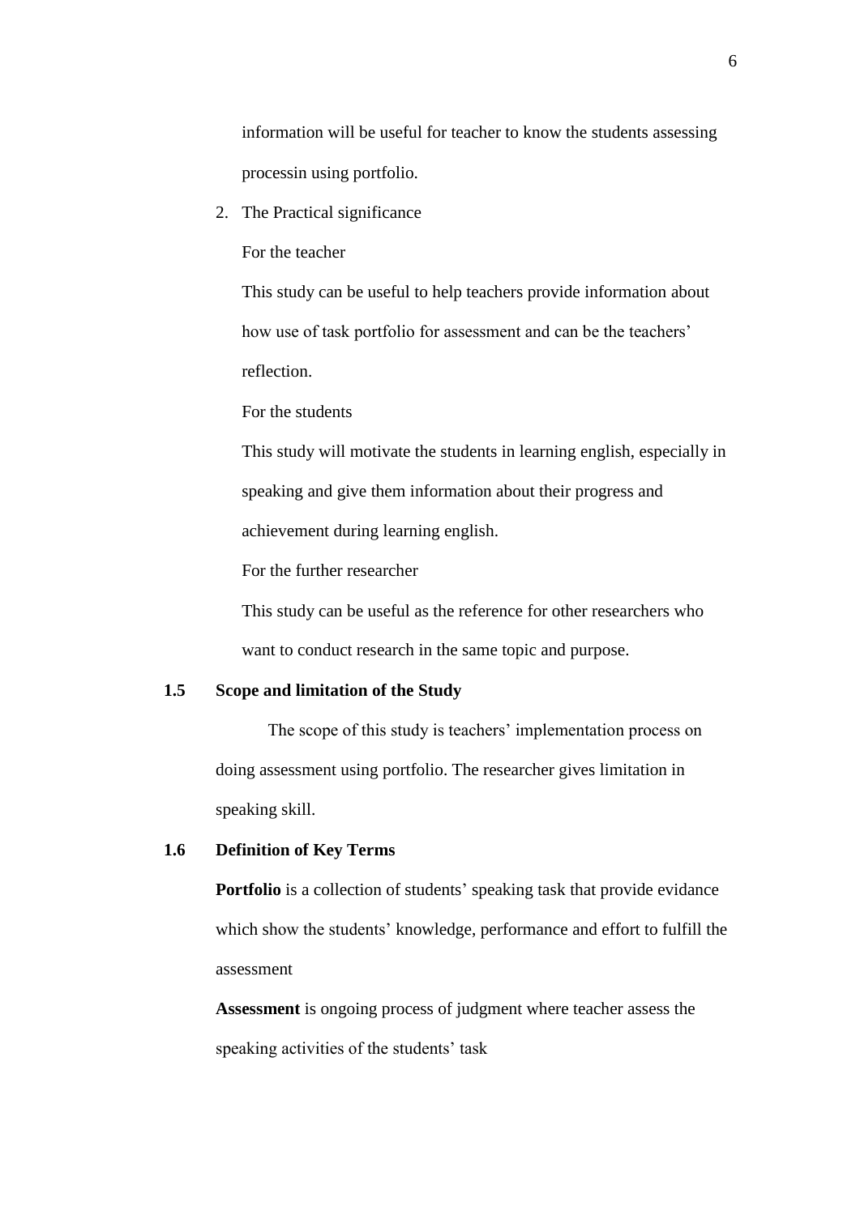information will be useful for teacher to know the students assessing processin using portfolio.

2. The Practical significance

   For the teacher

   This study can be useful to help teachers provide information about how use of task portfolio for assessment and can be the teachers' reflection.

   For the students

   This study will motivate the students in learning english, especially in speaking and give them information about their progress and achievement during learning english.

   For the further researcher

   This study can be useful as the reference for other researchers who want to conduct research in the same topic and purpose.

## 1.5 Scope and limitation of the Study

The scope of this study is teachers' implementation process on doing assessment using portfolio. The researcher gives limitation in speaking skill.

## 1.6 Definition of Key Terms

**Portfolio** is a collection of students' speaking task that provide evidance which show the students' knowledge, performance and effort to fulfill the assessment

**Assessment** is ongoing process of judgment where teacher assess the speaking activities of the students' task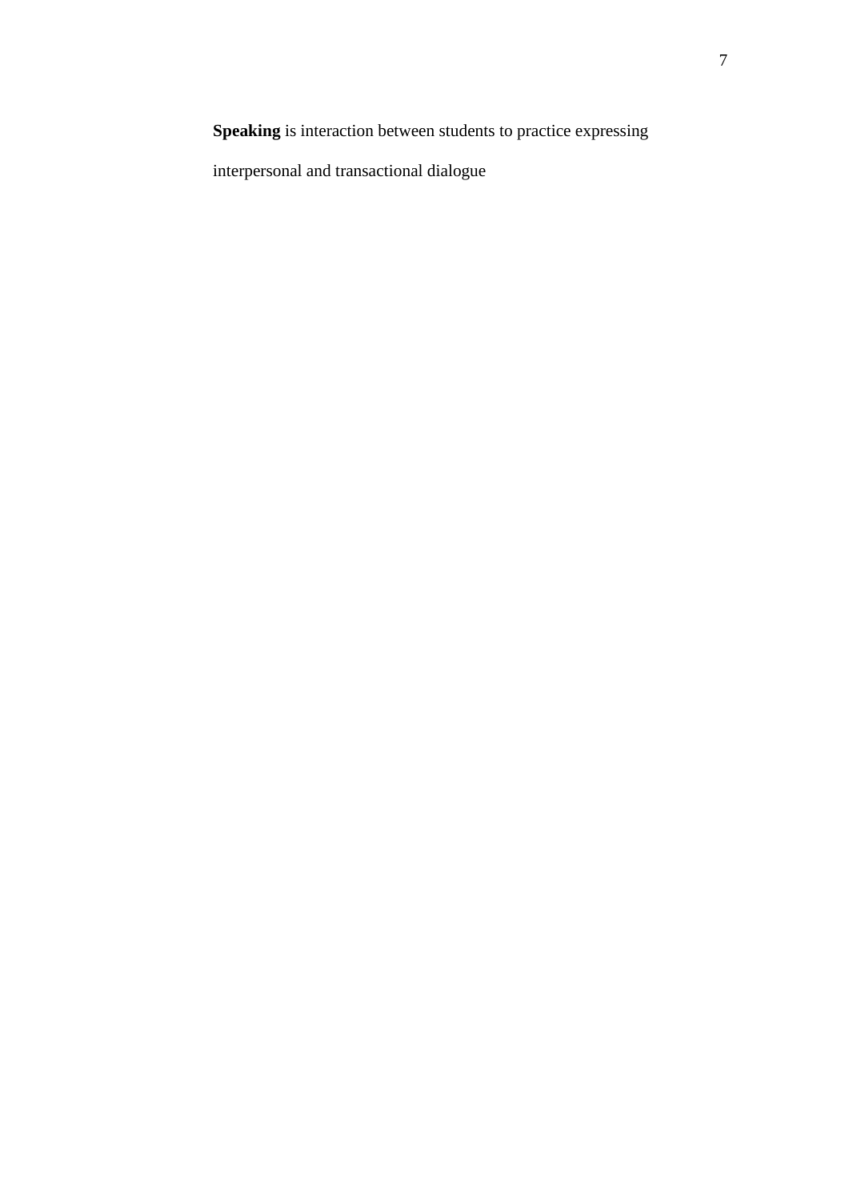**Speaking** is interaction between students to practice expressing interpersonal and transactional dialogue